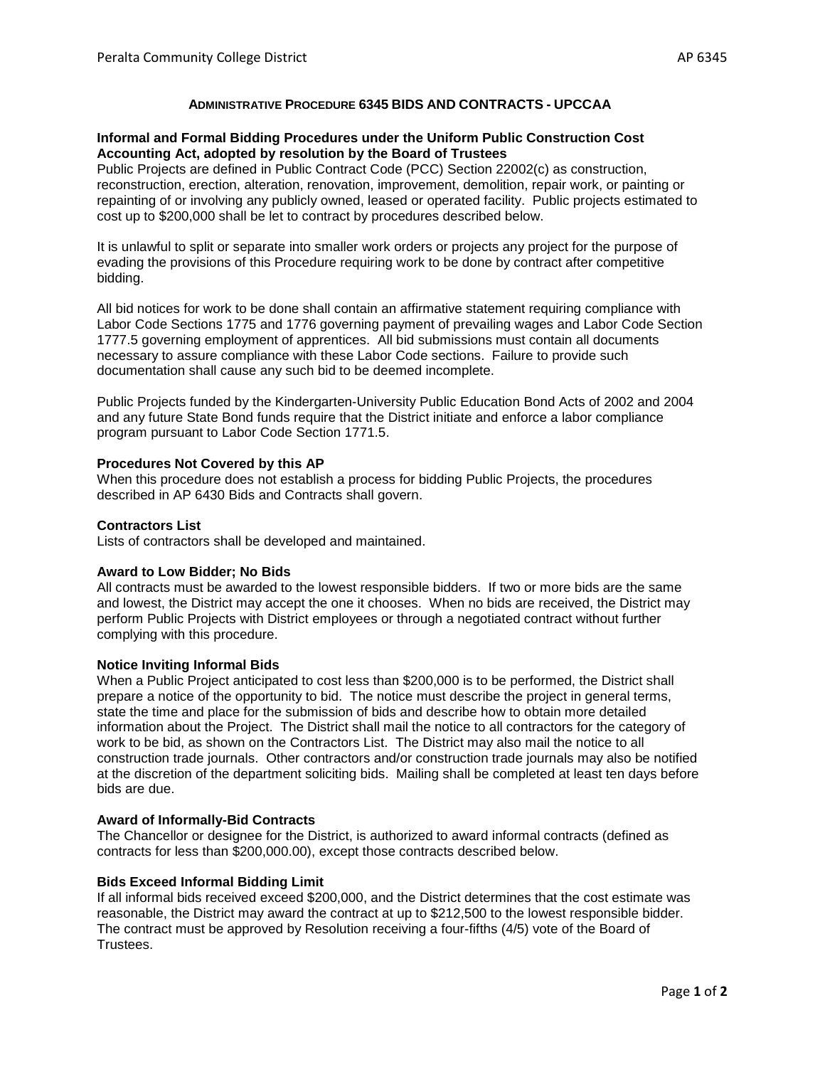## ADMINISTRATIVE PROCEDURE 6345 BIDS AND CONTRACTS - UPCCAA

**Informal and Formal Bidding Procedures under the Uniform Public Construction Cost Accounting Act, adopted by resolution by the Board of Trustees**

Public Projects are defined in Public Contract Code (PCC) Section 22002(c) as construction, reconstruction, erection, alteration, renovation, improvement, demolition, repair work, or painting or repainting of or involving any publicly owned, leased or operated facility. Public projects estimated to cost up to $200,000 shall be let to contract by procedures described below.

It is unlawful to split or separate into smaller work orders or projects any project for the purpose of evading the provisions of this Procedure requiring work to be done by contract after competitive bidding.

All bid notices for work to be done shall contain an affirmative statement requiring compliance with Labor Code Sections 1775 and 1776 governing payment of prevailing wages and Labor Code Section 1777.5 governing employment of apprentices. All bid submissions must contain all documents necessary to assure compliance with these Labor Code sections. Failure to provide such documentation shall cause any such bid to be deemed incomplete.

Public Projects funded by the Kindergarten-University Public Education Bond Acts of 2002 and 2004 and any future State Bond funds require that the District initiate and enforce a labor compliance program pursuant to Labor Code Section 1771.5.

**Procedures Not Covered by this AP**

When this procedure does not establish a process for bidding Public Projects, the procedures described in AP 6430 Bids and Contracts shall govern.

**Contractors List**

Lists of contractors shall be developed and maintained.

**Award to Low Bidder; No Bids**

All contracts must be awarded to the lowest responsible bidders. If two or more bids are the same and lowest, the District may accept the one it chooses. When no bids are received, the District may perform Public Projects with District employees or through a negotiated contract without further complying with this procedure.

**Notice Inviting Informal Bids**

When a Public Project anticipated to cost less than $200,000 is to be performed, the District shall prepare a notice of the opportunity to bid. The notice must describe the project in general terms, state the time and place for the submission of bids and describe how to obtain more detailed information about the Project. The District shall mail the notice to all contractors for the category of work to be bid, as shown on the Contractors List. The District may also mail the notice to all construction trade journals. Other contractors and/or construction trade journals may also be notified at the discretion of the department soliciting bids. Mailing shall be completed at least ten days before bids are due.

**Award of Informally-Bid Contracts**

The Chancellor or designee for the District, is authorized to award informal contracts (defined as contracts for less than $200,000.00), except those contracts described below.

**Bids Exceed Informal Bidding Limit**

If all informal bids received exceed $200,000, and the District determines that the cost estimate was reasonable, the District may award the contract at up to $212,500 to the lowest responsible bidder. The contract must be approved by Resolution receiving a four-fifths (4/5) vote of the Board of Trustees.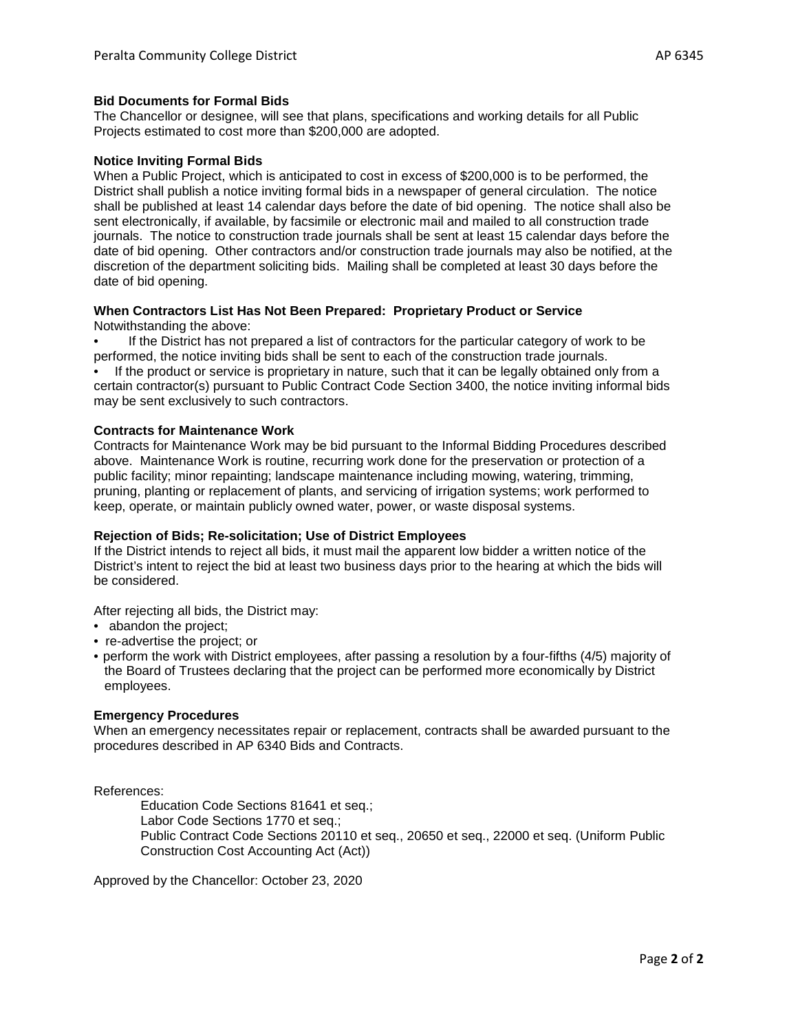**Bid Documents for Formal Bids**

The Chancellor or designee, will see that plans, specifications and working details for all Public Projects estimated to cost more than $200,000 are adopted.

**Notice Inviting Formal Bids**

When a Public Project, which is anticipated to cost in excess of $200,000 is to be performed, the District shall publish a notice inviting formal bids in a newspaper of general circulation. The notice shall be published at least 14 calendar days before the date of bid opening. The notice shall also be sent electronically, if available, by facsimile or electronic mail and mailed to all construction trade journals. The notice to construction trade journals shall be sent at least 15 calendar days before the date of bid opening. Other contractors and/or construction trade journals may also be notified, at the discretion of the department soliciting bids. Mailing shall be completed at least 30 days before the date of bid opening.

**When Contractors List Has Not Been Prepared: Proprietary Product or Service**

Notwithstanding the above:

- If the District has not prepared a list of contractors for the particular category of work to be performed, the notice inviting bids shall be sent to each of the construction trade journals.
- If the product or service is proprietary in nature, such that it can be legally obtained only from a certain contractor(s) pursuant to Public Contract Code Section 3400, the notice inviting informal bids may be sent exclusively to such contractors.

**Contracts for Maintenance Work**

Contracts for Maintenance Work may be bid pursuant to the Informal Bidding Procedures described above. Maintenance Work is routine, recurring work done for the preservation or protection of a public facility; minor repainting; landscape maintenance including mowing, watering, trimming, pruning, planting or replacement of plants, and servicing of irrigation systems; work performed to keep, operate, or maintain publicly owned water, power, or waste disposal systems.

**Rejection of Bids; Re-solicitation; Use of District Employees**

If the District intends to reject all bids, it must mail the apparent low bidder a written notice of the District's intent to reject the bid at least two business days prior to the hearing at which the bids will be considered.

After rejecting all bids, the District may:

- abandon the project;
- re-advertise the project; or
- perform the work with District employees, after passing a resolution by a four-fifths (4/5) majority of the Board of Trustees declaring that the project can be performed more economically by District employees.

**Emergency Procedures**

When an emergency necessitates repair or replacement, contracts shall be awarded pursuant to the procedures described in AP 6340 Bids and Contracts.

References:

Education Code Sections 81641 et seq.;
Labor Code Sections 1770 et seq.;
Public Contract Code Sections 20110 et seq., 20650 et seq., 22000 et seq. (Uniform Public Construction Cost Accounting Act (Act))

Approved by the Chancellor: October 23, 2020